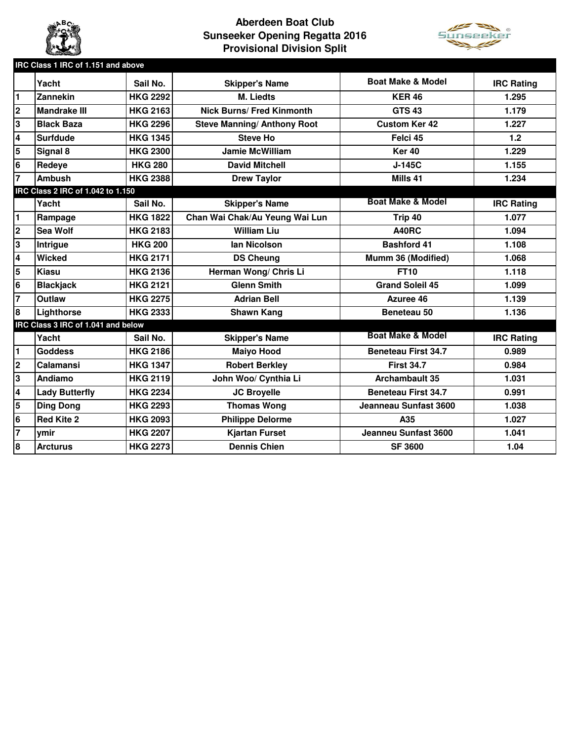# Aberdeen Boat Club
## Sunseeker Opening Regatta 2016
## Provisional Division Split

**IRC Class 1 IRC of 1.151 and above**

| | Yacht | Sail No. | Skipper's Name | Boat Make & Model | IRC Rating |
|---|---|---|---|---|---|
| 1 | Zannekin | HKG 2292 | M. Liedts | KER 46 | 1.295 |
| 2 | Mandrake III | HKG 2163 | Nick Burns/ Fred Kinmonth | GTS 43 | 1.179 |
| 3 | Black Baza | HKG 2296 | Steve Manning/ Anthony Root | Custom Ker 42 | 1.227 |
| 4 | Surfdude | HKG 1345 | Steve Ho | Felci 45 | 1.2 |
| 5 | Signal 8 | HKG 2300 | Jamie McWilliam | Ker 40 | 1.229 |
| 6 | Redeye | HKG 280 | David Mitchell | J-145C | 1.155 |
| 7 | Ambush | HKG 2388 | Drew Taylor | Mills 41 | 1.234 |

**IRC Class 2 IRC of 1.042 to 1.150**

| | Yacht | Sail No. | Skipper's Name | Boat Make & Model | IRC Rating |
|---|---|---|---|---|---|
| 1 | Rampage | HKG 1822 | Chan Wai Chak/Au Yeung Wai Lun | Trip 40 | 1.077 |
| 2 | Sea Wolf | HKG 2183 | William Liu | A40RC | 1.094 |
| 3 | Intrigue | HKG 200 | Ian Nicolson | Bashford 41 | 1.108 |
| 4 | Wicked | HKG 2171 | DS Cheung | Mumm 36 (Modified) | 1.068 |
| 5 | Kiasu | HKG 2136 | Herman Wong/ Chris Li | FT10 | 1.118 |
| 6 | Blackjack | HKG 2121 | Glenn Smith | Grand Soleil 45 | 1.099 |
| 7 | Outlaw | HKG 2275 | Adrian Bell | Azuree 46 | 1.139 |
| 8 | Lighthorse | HKG 2333 | Shawn Kang | Beneteau 50 | 1.136 |

**IRC Class 3 IRC of 1.041 and below**

| | Yacht | Sail No. | Skipper's Name | Boat Make & Model | IRC Rating |
|---|---|---|---|---|---|
| 1 | Goddess | HKG 2186 | Maiyo Hood | Beneteau First 34.7 | 0.989 |
| 2 | Calamansi | HKG 1347 | Robert Berkley | First 34.7 | 0.984 |
| 3 | Andiamo | HKG 2119 | John Woo/ Cynthia Li | Archambault 35 | 1.031 |
| 4 | Lady Butterfly | HKG 2234 | JC Broyelle | Beneteau First 34.7 | 0.991 |
| 5 | Ding Dong | HKG 2293 | Thomas Wong | Jeanneau Sunfast 3600 | 1.038 |
| 6 | Red Kite 2 | HKG 2093 | Philippe Delorme | A35 | 1.027 |
| 7 | ymir | HKG 2207 | Kjartan Furset | Jeanneu Sunfast 3600 | 1.041 |
| 8 | Arcturus | HKG 2273 | Dennis Chien | SF 3600 | 1.04 |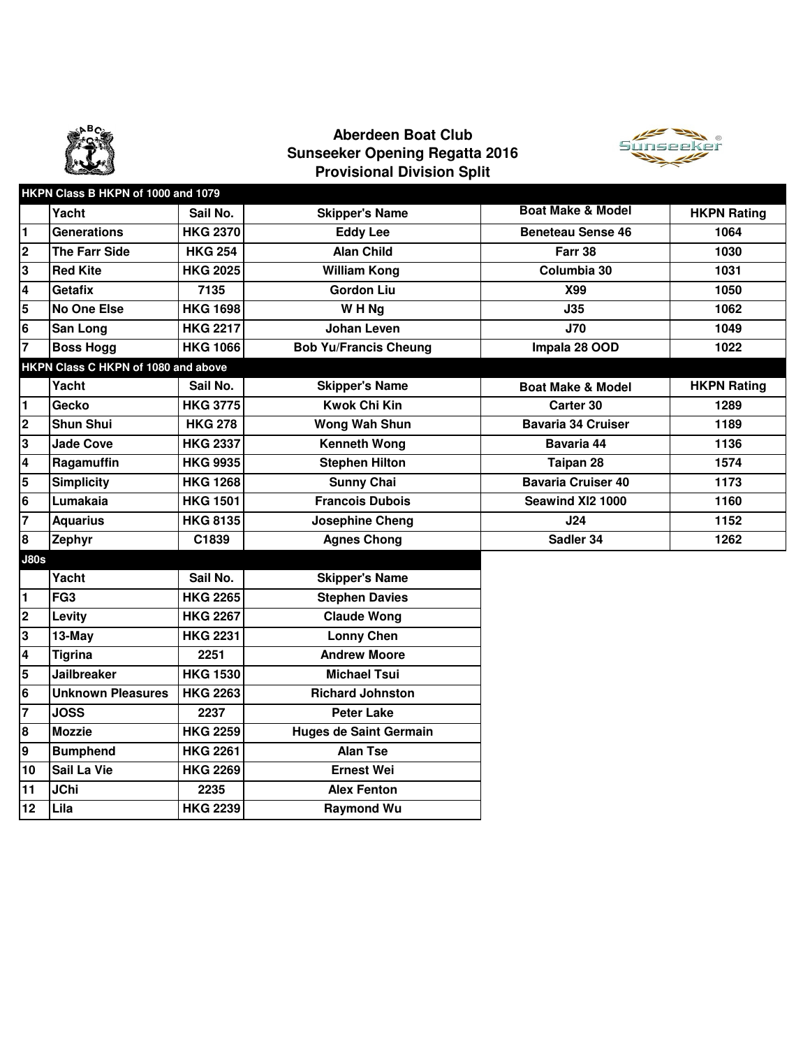# Aberdeen Boat Club
## Sunseeker Opening Regatta 2016
## Provisional Division Split

**HKPN Class B HKPN of 1000 and 1079**

| | Yacht | Sail No. | Skipper's Name | Boat Make & Model | HKPN Rating |
|---|---|---|---|---|---|
| 1 | Generations | HKG 2370 | Eddy Lee | Beneteau Sense 46 | 1064 |
| 2 | The Farr Side | HKG 254 | Alan Child | Farr 38 | 1030 |
| 3 | Red Kite | HKG 2025 | William Kong | Columbia 30 | 1031 |
| 4 | Getafix | 7135 | Gordon Liu | X99 | 1050 |
| 5 | No One Else | HKG 1698 | W H Ng | J35 | 1062 |
| 6 | San Long | HKG 2217 | Johan Leven | J70 | 1049 |
| 7 | Boss Hogg | HKG 1066 | Bob Yu/Francis Cheung | Impala 28 OOD | 1022 |

**HKPN Class C HKPN of 1080 and above**

| | Yacht | Sail No. | Skipper's Name | Boat Make & Model | HKPN Rating |
|---|---|---|---|---|---|
| 1 | Gecko | HKG 3775 | Kwok Chi Kin | Carter 30 | 1289 |
| 2 | Shun Shui | HKG 278 | Wong Wah Shun | Bavaria 34 Cruiser | 1189 |
| 3 | Jade Cove | HKG 2337 | Kenneth Wong | Bavaria 44 | 1136 |
| 4 | Ragamuffin | HKG 9935 | Stephen Hilton | Taipan 28 | 1574 |
| 5 | Simplicity | HKG 1268 | Sunny Chai | Bavaria Cruiser 40 | 1173 |
| 6 | Lumakaia | HKG 1501 | Francois Dubois | Seawind Xl2 1000 | 1160 |
| 7 | Aquarius | HKG 8135 | Josephine Cheng | J24 | 1152 |
| 8 | Zephyr | C1839 | Agnes Chong | Sadler 34 | 1262 |

**J80s**

| | Yacht | Sail No. | Skipper's Name |
|---|---|---|---|
| 1 | FG3 | HKG 2265 | Stephen Davies |
| 2 | Levity | HKG 2267 | Claude Wong |
| 3 | 13-May | HKG 2231 | Lonny Chen |
| 4 | Tigrina | 2251 | Andrew Moore |
| 5 | Jailbreaker | HKG 1530 | Michael Tsui |
| 6 | Unknown Pleasures | HKG 2263 | Richard Johnston |
| 7 | JOSS | 2237 | Peter Lake |
| 8 | Mozzie | HKG 2259 | Huges de Saint Germain |
| 9 | Bumphend | HKG 2261 | Alan Tse |
| 10 | Sail La Vie | HKG 2269 | Ernest Wei |
| 11 | JChi | 2235 | Alex Fenton |
| 12 | Lila | HKG 2239 | Raymond Wu |